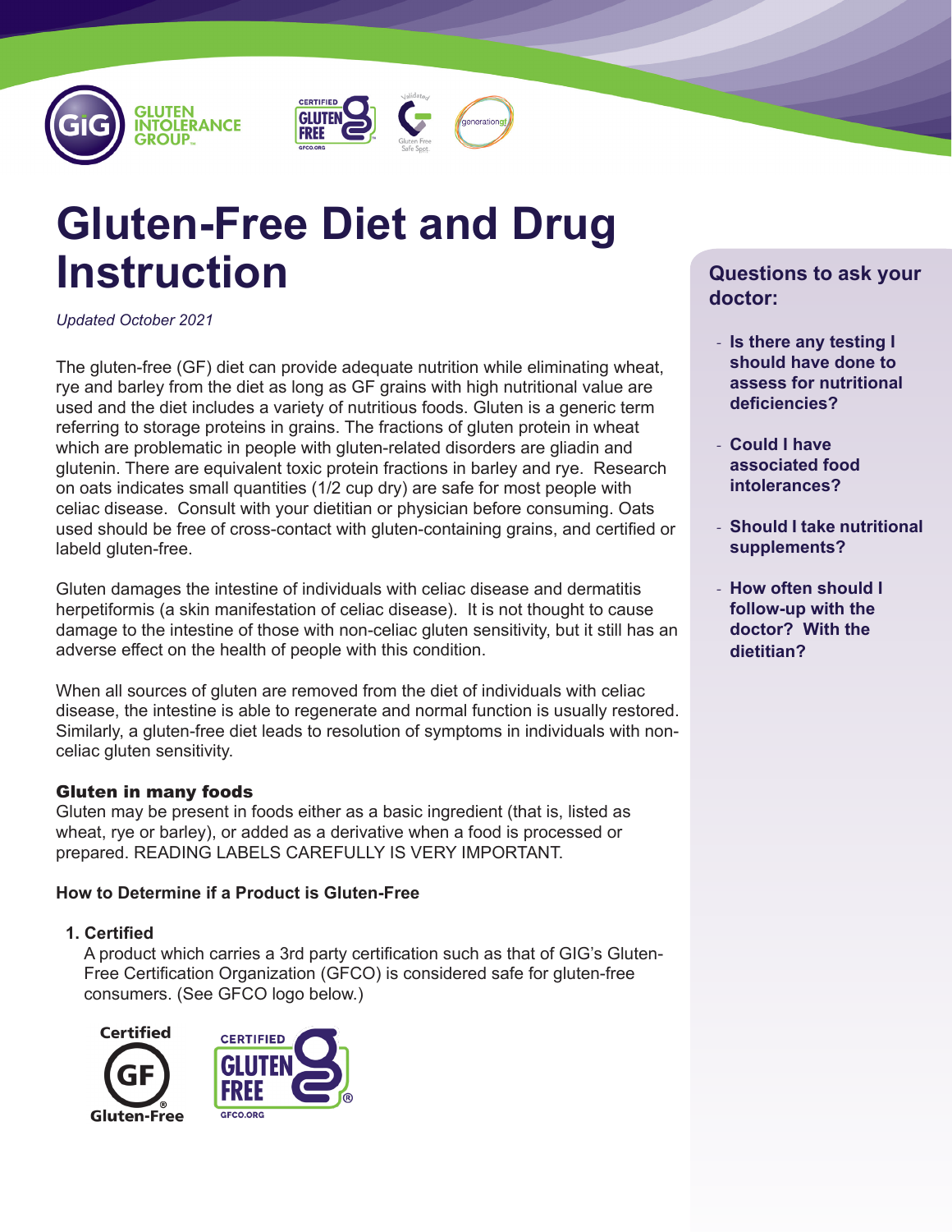# Gluten-Free Diet and Drug Instruction

*Updated October 2021*

The gluten-free (GF) diet can provide adequate nutrition while eliminating wheat, rye and barley from the diet as long as GF grains with high nutritional value are used and the diet includes a variety of nutritious foods. Gluten is a generic term referring to storage proteins in grains. The fractions of gluten protein in wheat which are problematic in people with gluten-related disorders are gliadin and glutenin. There are equivalent toxic protein fractions in barley and rye. Research on oats indicates small quantities (1/2 cup dry) are safe for most people with celiac disease. Consult with your dietitian or physician before consuming. Oats used should be free of cross-contact with gluten-containing grains, and certified or labeld gluten-free.

Gluten damages the intestine of individuals with celiac disease and dermatitis herpetiformis (a skin manifestation of celiac disease). It is not thought to cause damage to the intestine of those with non-celiac gluten sensitivity, but it still has an adverse effect on the health of people with this condition.

When all sources of gluten are removed from the diet of individuals with celiac disease, the intestine is able to regenerate and normal function is usually restored. Similarly, a gluten-free diet leads to resolution of symptoms in individuals with non-celiac gluten sensitivity.

### Gluten in many foods

Gluten may be present in foods either as a basic ingredient (that is, listed as wheat, rye or barley), or added as a derivative when a food is processed or prepared. READING LABELS CAREFULLY IS VERY IMPORTANT.

### How to Determine if a Product is Gluten-Free

1. **Certified**
   A product which carries a 3rd party certification such as that of GIG's Gluten-Free Certification Organization (GFCO) is considered safe for gluten-free consumers. (See GFCO logo below.)

## Questions to ask your doctor:

- **Is there any testing I should have done to assess for nutritional deficiencies?**
- **Could I have associated food intolerances?**
- **Should I take nutritional supplements?**
- **How often should I follow-up with the doctor? With the dietitian?**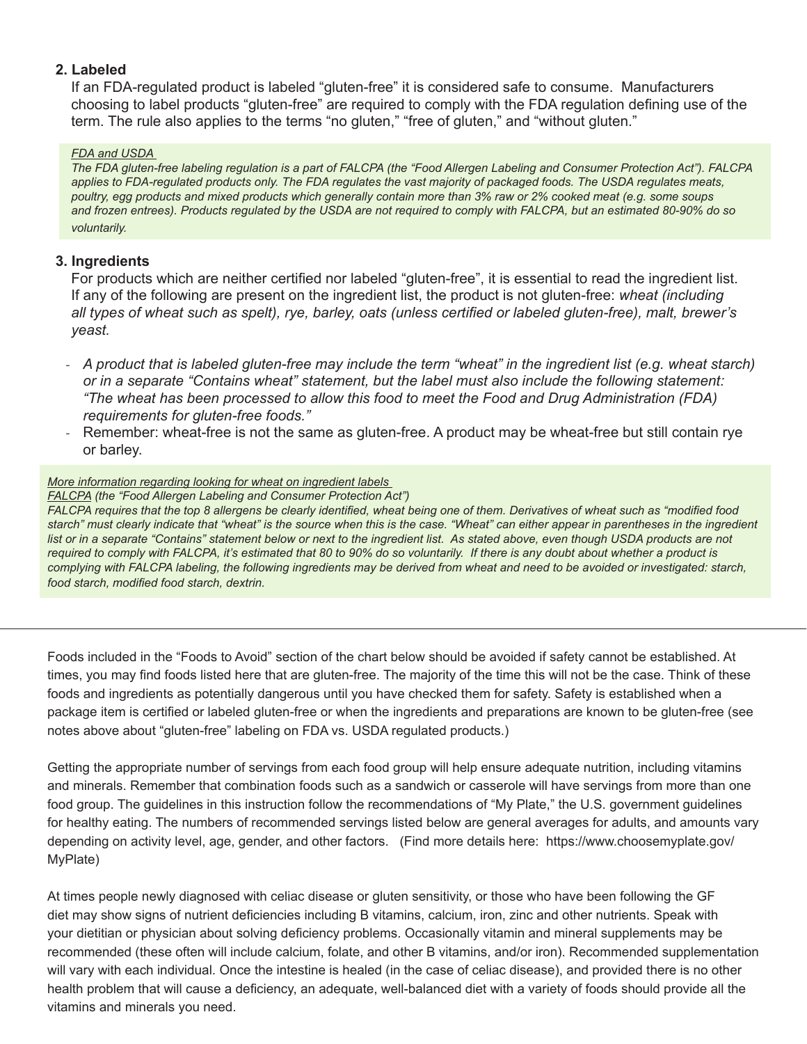### 2. Labeled

If an FDA-regulated product is labeled “gluten-free” it is considered safe to consume. Manufacturers choosing to label products “gluten-free” are required to comply with the FDA regulation defining use of the term. The rule also applies to the terms “no gluten,” “free of gluten,” and “without gluten.”

> *FDA and USDA*
>
> *The FDA gluten-free labeling regulation is a part of FALCPA (the “Food Allergen Labeling and Consumer Protection Act”). FALCPA applies to FDA-regulated products only. The FDA regulates the vast majority of packaged foods. The USDA regulates meats, poultry, egg products and mixed products which generally contain more than 3% raw or 2% cooked meat (e.g. some soups and frozen entrees). Products regulated by the USDA are not required to comply with FALCPA, but an estimated 80-90% do so voluntarily.*

### 3. Ingredients

For products which are neither certified nor labeled “gluten-free”, it is essential to read the ingredient list. If any of the following are present on the ingredient list, the product is not gluten-free: *wheat (including all types of wheat such as spelt), rye, barley, oats (unless certified or labeled gluten-free), malt, brewer’s yeast.*

- *A product that is labeled gluten-free may include the term “wheat” in the ingredient list (e.g. wheat starch) or in a separate “Contains wheat” statement, but the label must also include the following statement: “The wheat has been processed to allow this food to meet the Food and Drug Administration (FDA) requirements for gluten-free foods.”*
- Remember: wheat-free is not the same as gluten-free. A product may be wheat-free but still contain rye or barley.

> *More information regarding looking for wheat on ingredient labels*
>
> *FALCPA (the “Food Allergen Labeling and Consumer Protection Act”)*
>
> *FALCPA requires that the top 8 allergens be clearly identified, wheat being one of them. Derivatives of wheat such as “modified food starch” must clearly indicate that “wheat” is the source when this is the case. “Wheat” can either appear in parentheses in the ingredient list or in a separate “Contains” statement below or next to the ingredient list. As stated above, even though USDA products are not required to comply with FALCPA, it’s estimated that 80 to 90% do so voluntarily. If there is any doubt about whether a product is complying with FALCPA labeling, the following ingredients may be derived from wheat and need to be avoided or investigated: starch, food starch, modified food starch, dextrin.*

---

Foods included in the “Foods to Avoid” section of the chart below should be avoided if safety cannot be established. At times, you may find foods listed here that are gluten-free. The majority of the time this will not be the case. Think of these foods and ingredients as potentially dangerous until you have checked them for safety. Safety is established when a package item is certified or labeled gluten-free or when the ingredients and preparations are known to be gluten-free (see notes above about “gluten-free” labeling on FDA vs. USDA regulated products.)

Getting the appropriate number of servings from each food group will help ensure adequate nutrition, including vitamins and minerals. Remember that combination foods such as a sandwich or casserole will have servings from more than one food group. The guidelines in this instruction follow the recommendations of “My Plate,” the U.S. government guidelines for healthy eating. The numbers of recommended servings listed below are general averages for adults, and amounts vary depending on activity level, age, gender, and other factors. (Find more details here: https://www.choosemyplate.gov/MyPlate)

At times people newly diagnosed with celiac disease or gluten sensitivity, or those who have been following the GF diet may show signs of nutrient deficiencies including B vitamins, calcium, iron, zinc and other nutrients. Speak with your dietitian or physician about solving deficiency problems. Occasionally vitamin and mineral supplements may be recommended (these often will include calcium, folate, and other B vitamins, and/or iron). Recommended supplementation will vary with each individual. Once the intestine is healed (in the case of celiac disease), and provided there is no other health problem that will cause a deficiency, an adequate, well-balanced diet with a variety of foods should provide all the vitamins and minerals you need.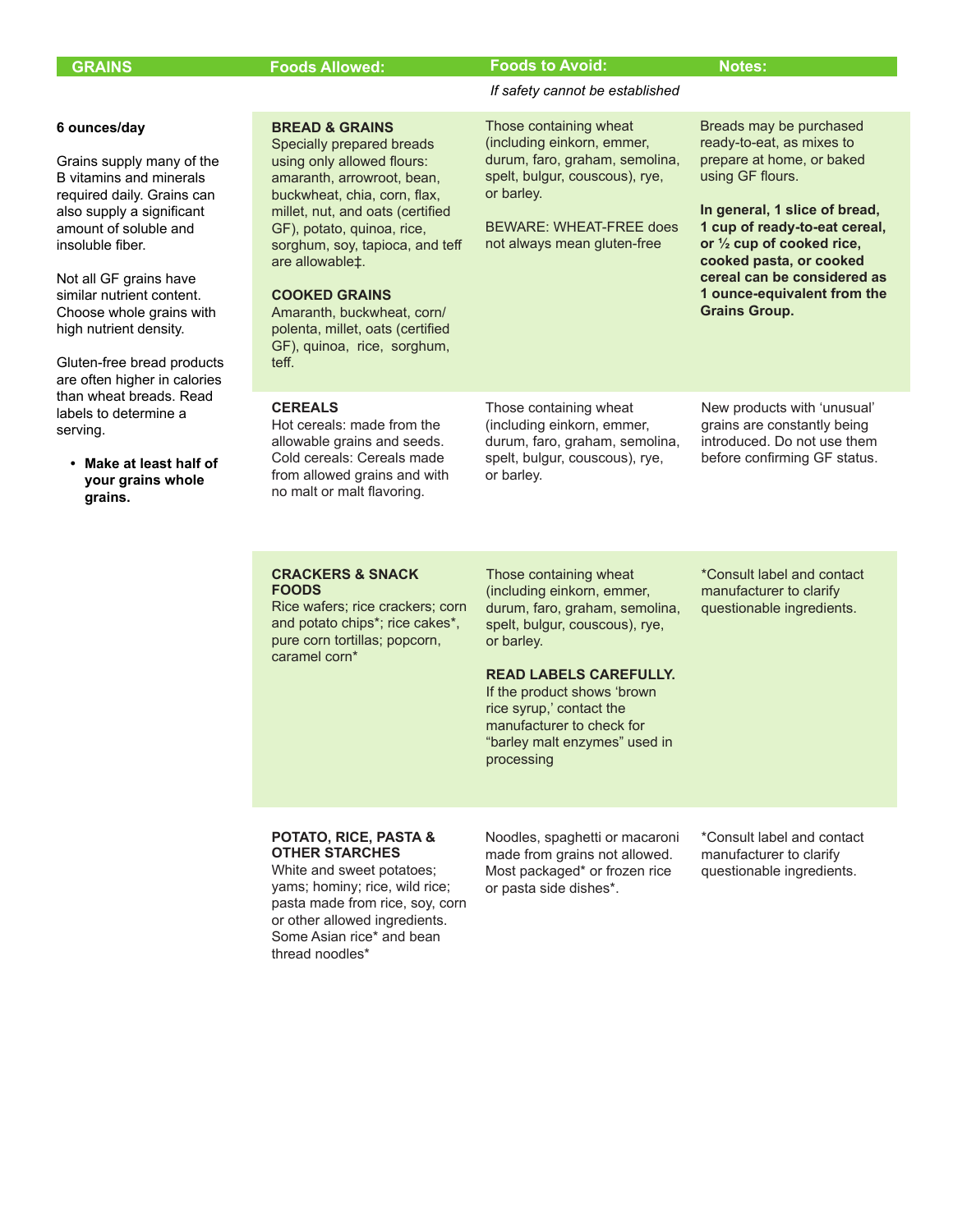| GRAINS | Foods Allowed: | Foods to Avoid: *If safety cannot be established* | Notes: |
|---|---|---|---|
| **6 ounces/day**<br><br>Grains supply many of the B vitamins and minerals required daily. Grains can also supply a significant amount of soluble and insoluble fiber.<br><br>Not all GF grains have similar nutrient content. Choose whole grains with high nutrient density.<br><br>Gluten-free bread products are often higher in calories than wheat breads. Read labels to determine a serving.<br><br>• **Make at least half of your grains whole grains.** | **BREAD & GRAINS**<br>Specially prepared breads using only allowed flours: amaranth, arrowroot, bean, buckwheat, chia, corn, flax, millet, nut, and oats (certified GF), potato, quinoa, rice, sorghum, soy, tapioca, and teff are allowable‡.<br><br>**COOKED GRAINS**<br>Amaranth, buckwheat, corn/ polenta, millet, oats (certified GF), quinoa, rice, sorghum, teff. | Those containing wheat (including einkorn, emmer, durum, faro, graham, semolina, spelt, bulgur, couscous), rye, or barley.<br><br>BEWARE: WHEAT-FREE does not always mean gluten-free | Breads may be purchased ready-to-eat, as mixes to prepare at home, or baked using GF flours.<br><br>**In general, 1 slice of bread, 1 cup of ready-to-eat cereal, or ½ cup of cooked rice, cooked pasta, or cooked cereal can be considered as 1 ounce-equivalent from the Grains Group.** |
| | **CEREALS**<br>Hot cereals: made from the allowable grains and seeds.<br>Cold cereals: Cereals made from allowed grains and with no malt or malt flavoring. | Those containing wheat (including einkorn, emmer, durum, faro, graham, semolina, spelt, bulgur, couscous), rye, or barley. | New products with 'unusual' grains are constantly being introduced. Do not use them before confirming GF status. |
| | **CRACKERS & SNACK FOODS**<br>Rice wafers; rice crackers; corn and potato chips*; rice cakes*, pure corn tortillas; popcorn, caramel corn* | Those containing wheat (including einkorn, emmer, durum, faro, graham, semolina, spelt, bulgur, couscous), rye, or barley.<br><br>**READ LABELS CAREFULLY.**<br>If the product shows 'brown rice syrup,' contact the manufacturer to check for "barley malt enzymes" used in processing | *Consult label and contact manufacturer to clarify questionable ingredients. |
| | **POTATO, RICE, PASTA & OTHER STARCHES**<br>White and sweet potatoes; yams; hominy; rice, wild rice; pasta made from rice, soy, corn or other allowed ingredients. Some Asian rice* and bean thread noodles* | Noodles, spaghetti or macaroni made from grains not allowed. Most packaged* or frozen rice or pasta side dishes*. | *Consult label and contact manufacturer to clarify questionable ingredients. |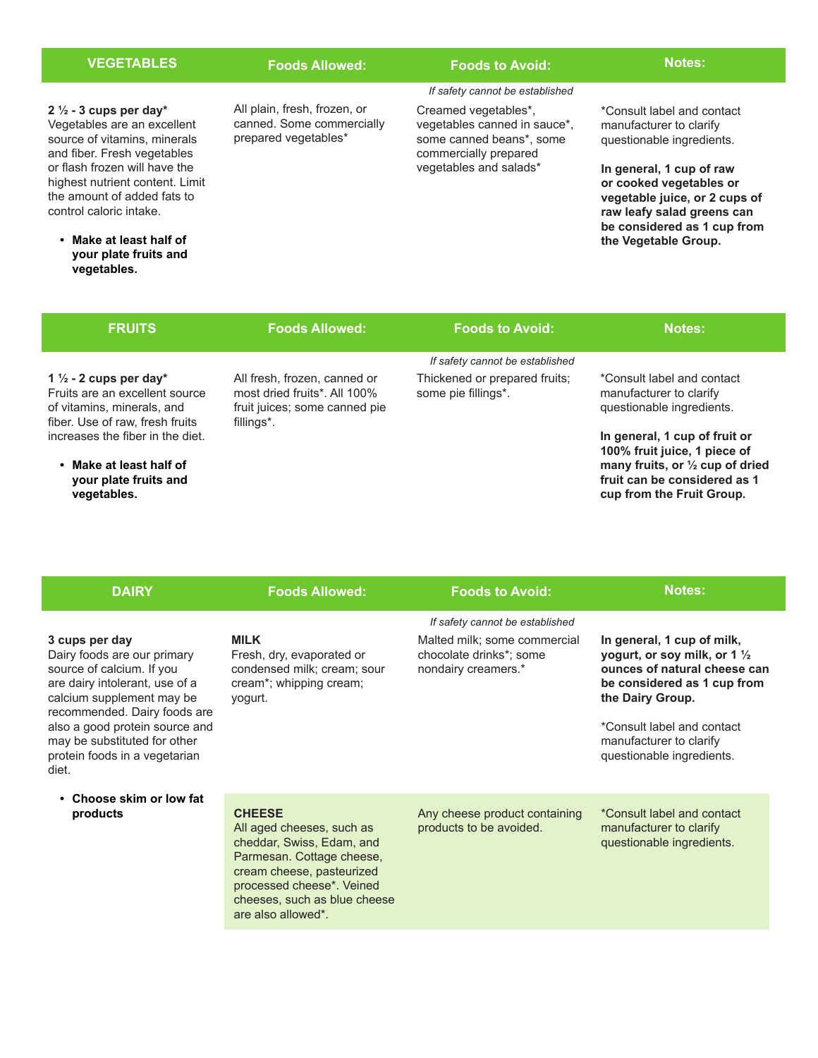| VEGETABLES | Foods Allowed: | Foods to Avoid: | Notes: |
|---|---|---|---|
| **2 ½ - 3 cups per day*** Vegetables are an excellent source of vitamins, minerals and fiber. Fresh vegetables or flash frozen will have the highest nutrient content. Limit the amount of added fats to control caloric intake.<br><br>• **Make at least half of your plate fruits and vegetables.** | All plain, fresh, frozen, or canned. Some commercially prepared vegetables* | *If safety cannot be established*<br>Creamed vegetables*, vegetables canned in sauce*, some canned beans*, some commercially prepared vegetables and salads* | *Consult label and contact manufacturer to clarify questionable ingredients.<br><br>**In general, 1 cup of raw or cooked vegetables or vegetable juice, or 2 cups of raw leafy salad greens can be considered as 1 cup from the Vegetable Group.** |

| FRUITS | Foods Allowed: | Foods to Avoid: | Notes: |
|---|---|---|---|
| **1 ½ - 2 cups per day*** Fruits are an excellent source of vitamins, minerals, and fiber. Use of raw, fresh fruits increases the fiber in the diet.<br><br>• **Make at least half of your plate fruits and vegetables.** | All fresh, frozen, canned or most dried fruits*. All 100% fruit juices; some canned pie fillings*. | *If safety cannot be established*<br>Thickened or prepared fruits; some pie fillings*. | *Consult label and contact manufacturer to clarify questionable ingredients.<br><br>**In general, 1 cup of fruit or 100% fruit juice, 1 piece of many fruits, or ½ cup of dried fruit can be considered as 1 cup from the Fruit Group.** |

| DAIRY | Foods Allowed: | Foods to Avoid: | Notes: |
|---|---|---|---|
| **3 cups per day** Dairy foods are our primary source of calcium. If you are dairy intolerant, use of a calcium supplement may be recommended. Dairy foods are also a good protein source and may be substituted for other protein foods in a vegetarian diet.<br><br>• **Choose skim or low fat products** | **MILK**<br>Fresh, dry, evaporated or condensed milk; cream; sour cream*; whipping cream; yogurt. | *If safety cannot be established*<br>Malted milk; some commercial chocolate drinks*; some nondairy creamers.* | **In general, 1 cup of milk, yogurt, or soy milk, or 1 ½ ounces of natural cheese can be considered as 1 cup from the Dairy Group.**<br><br>*Consult label and contact manufacturer to clarify questionable ingredients. |
| | **CHEESE**<br>All aged cheeses, such as cheddar, Swiss, Edam, and Parmesan. Cottage cheese, cream cheese, pasteurized processed cheese*. Veined cheeses, such as blue cheese are also allowed*. | Any cheese product containing products to be avoided. | *Consult label and contact manufacturer to clarify questionable ingredients. |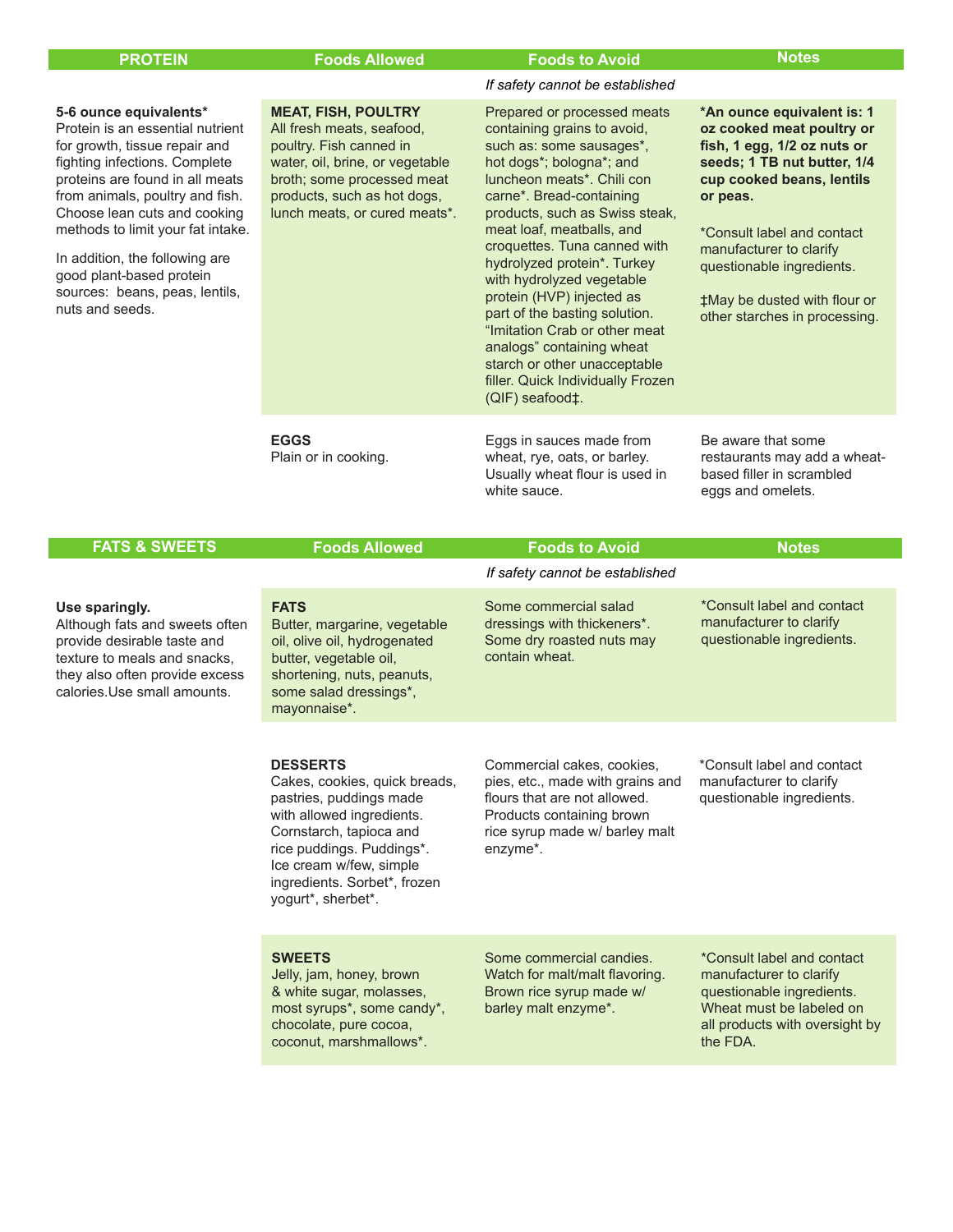| PROTEIN | Foods Allowed | Foods to Avoid | Notes |
|---|---|---|---|
| | | *If safety cannot be established* | |
| **5-6 ounce equivalents*** Protein is an essential nutrient for growth, tissue repair and fighting infections. Complete proteins are found in all meats from animals, poultry and fish. Choose lean cuts and cooking methods to limit your fat intake. In addition, the following are good plant-based protein sources: beans, peas, lentils, nuts and seeds. | **MEAT, FISH, POULTRY** All fresh meats, seafood, poultry. Fish canned in water, oil, brine, or vegetable broth; some processed meat products, such as hot dogs, lunch meats, or cured meats*. | Prepared or processed meats containing grains to avoid, such as: some sausages*, hot dogs*; bologna*; and luncheon meats*. Chili con carne*. Bread-containing products, such as Swiss steak, meat loaf, meatballs, and croquettes. Tuna canned with hydrolyzed protein*. Turkey with hydrolyzed vegetable protein (HVP) injected as part of the basting solution. "Imitation Crab or other meat analogs" containing wheat starch or other unacceptable filler. Quick Individually Frozen (QIF) seafood‡. | ***An ounce equivalent is: 1 oz cooked meat poultry or fish, 1 egg, 1/2 oz nuts or seeds; 1 TB nut butter, 1/4 cup cooked beans, lentils or peas.** *Consult label and contact manufacturer to clarify questionable ingredients. ‡May be dusted with flour or other starches in processing. |
| | **EGGS** Plain or in cooking. | Eggs in sauces made from wheat, rye, oats, or barley. Usually wheat flour is used in white sauce. | Be aware that some restaurants may add a wheat-based filler in scrambled eggs and omelets. |

| FATS & SWEETS | Foods Allowed | Foods to Avoid | Notes |
|---|---|---|---|
| | | *If safety cannot be established* | |
| **Use sparingly.** Although fats and sweets often provide desirable taste and texture to meals and snacks, they also often provide excess calories.Use small amounts. | **FATS** Butter, margarine, vegetable oil, olive oil, hydrogenated butter, vegetable oil, shortening, nuts, peanuts, some salad dressings*, mayonnaise*. | Some commercial salad dressings with thickeners*. Some dry roasted nuts may contain wheat. | *Consult label and contact manufacturer to clarify questionable ingredients. |
| | **DESSERTS** Cakes, cookies, quick breads, pastries, puddings made with allowed ingredients. Cornstarch, tapioca and rice puddings. Puddings*. Ice cream w/few, simple ingredients. Sorbet*, frozen yogurt*, sherbet*. | Commercial cakes, cookies, pies, etc., made with grains and flours that are not allowed. Products containing brown rice syrup made w/ barley malt enzyme*. | *Consult label and contact manufacturer to clarify questionable ingredients. |
| | **SWEETS** Jelly, jam, honey, brown & white sugar, molasses, most syrups*, some candy*, chocolate, pure cocoa, coconut, marshmallows*. | Some commercial candies. Watch for malt/malt flavoring. Brown rice syrup made w/ barley malt enzyme*. | *Consult label and contact manufacturer to clarify questionable ingredients. Wheat must be labeled on all products with oversight by the FDA. |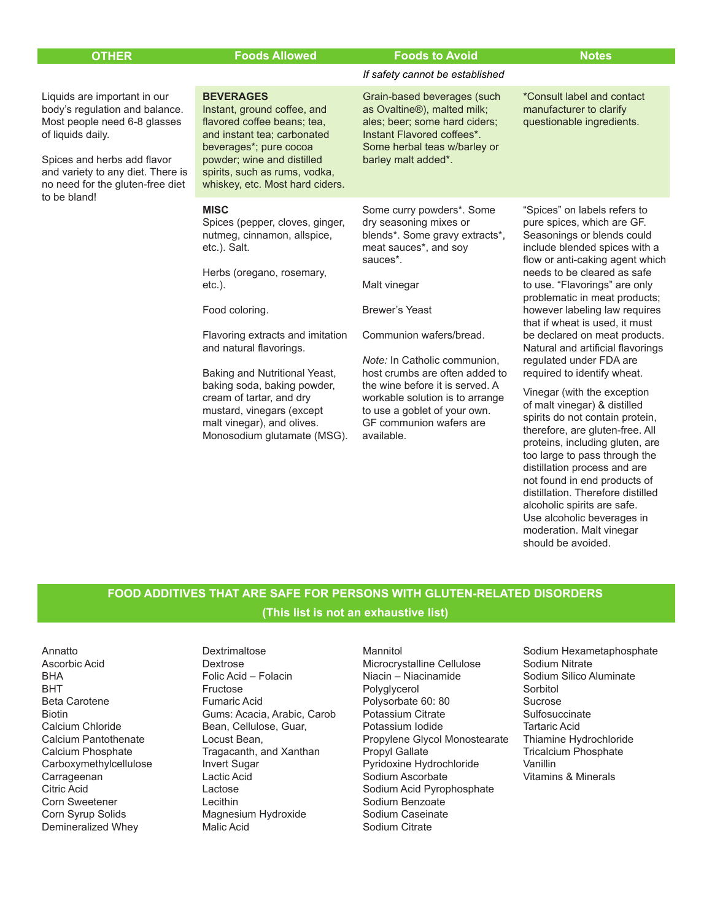| OTHER | Foods Allowed | Foods to Avoid | Notes |
| --- | --- | --- | --- |
| | | *If safety cannot be established* | |
| Liquids are important in our body's regulation and balance. Most people need 6-8 glasses of liquids daily.<br><br>Spices and herbs add flavor and variety to any diet. There is no need for the gluten-free diet to be bland! | **BEVERAGES**<br>Instant, ground coffee, and flavored coffee beans; tea, and instant tea; carbonated beverages*; pure cocoa powder; wine and distilled spirits, such as rums, vodka, whiskey, etc. Most hard ciders. | Grain-based beverages (such as Ovaltine®), malted milk; ales; beer; some hard ciders; Instant Flavored coffees*. Some herbal teas w/barley or barley malt added*. | *Consult label and contact manufacturer to clarify questionable ingredients. |
| | **MISC**<br>Spices (pepper, cloves, ginger, nutmeg, cinnamon, allspice, etc.). Salt.<br><br>Herbs (oregano, rosemary, etc.).<br><br>Food coloring.<br><br>Flavoring extracts and imitation and natural flavorings.<br><br>Baking and Nutritional Yeast, baking soda, baking powder, cream of tartar, and dry mustard, vinegars (except malt vinegar), and olives. Monosodium glutamate (MSG). | Some curry powders*. Some dry seasoning mixes or blends*. Some gravy extracts*, meat sauces*, and soy sauces*.<br><br>Malt vinegar<br><br>Brewer's Yeast<br><br>Communion wafers/bread.<br><br>*Note:* In Catholic communion, host crumbs are often added to the wine before it is served. A workable solution is to arrange to use a goblet of your own. GF communion wafers are available. | "Spices" on labels refers to pure spices, which are GF. Seasonings or blends could include blended spices with a flow or anti-caking agent which needs to be cleared as safe to use. "Flavorings" are only problematic in meat products; however labeling law requires that if wheat is used, it must be declared on meat products. Natural and artificial flavorings regulated under FDA are required to identify wheat.<br><br>Vinegar (with the exception of malt vinegar) & distilled spirits do not contain protein, therefore, are gluten-free. All proteins, including gluten, are too large to pass through the distillation process and are not found in end products of distillation. Therefore distilled alcoholic spirits are safe. Use alcoholic beverages in moderation. Malt vinegar should be avoided. |

## FOOD ADDITIVES THAT ARE SAFE FOR PERSONS WITH GLUTEN-RELATED DISORDERS

**(This list is not an exhaustive list)**

Annatto
Ascorbic Acid
BHA
BHT
Beta Carotene
Biotin
Calcium Chloride
Calcium Pantothenate
Calcium Phosphate
Carboxymethylcellulose
Carrageenan
Citric Acid
Corn Sweetener
Corn Syrup Solids
Demineralized Whey
Dextrimaltose
Dextrose
Folic Acid – Folacin
Fructose
Fumaric Acid
Gums: Acacia, Arabic, Carob Bean, Cellulose, Guar, Locust Bean, Tragacanth, and Xanthan
Invert Sugar
Lactic Acid
Lactose
Lecithin
Magnesium Hydroxide
Malic Acid
Mannitol
Microcrystalline Cellulose
Niacin – Niacinamide
Polyglycerol
Polysorbate 60: 80
Potassium Citrate
Potassium Iodide
Propylene Glycol Monostearate
Propyl Gallate
Pyridoxine Hydrochloride
Sodium Ascorbate
Sodium Acid Pyrophosphate
Sodium Benzoate
Sodium Caseinate
Sodium Citrate
Sodium Hexametaphosphate
Sodium Nitrate
Sodium Silico Aluminate
Sorbitol
Sucrose
Sulfosuccinate
Tartaric Acid
Thiamine Hydrochloride
Tricalcium Phosphate
Vanillin
Vitamins & Minerals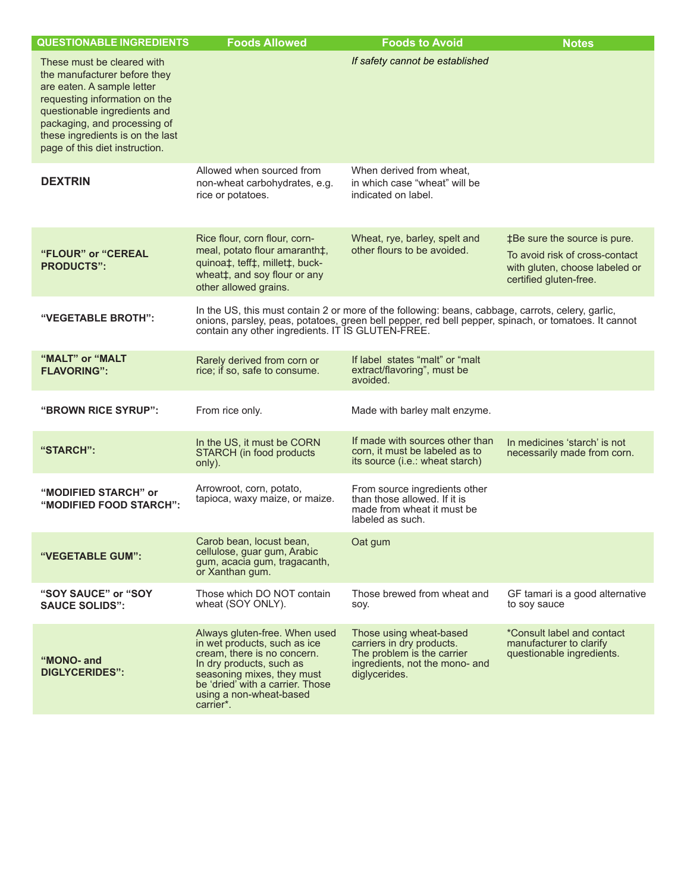| QUESTIONABLE INGREDIENTS | Foods Allowed | Foods to Avoid | Notes |
|---|---|---|---|
| These must be cleared with the manufacturer before they are eaten. A sample letter requesting information on the questionable ingredients and packaging, and processing of these ingredients is on the last page of this diet instruction. | | *If safety cannot be established* | |
| **DEXTRIN** | Allowed when sourced from non-wheat carbohydrates, e.g. rice or potatoes. | When derived from wheat, in which case "wheat" will be indicated on label. | |
| **"FLOUR" or "CEREAL PRODUCTS":** | Rice flour, corn flour, corn-meal, potato flour amaranth‡, quinoa‡, teff‡, millet‡, buck-wheat‡, and soy flour or any other allowed grains. | Wheat, rye, barley, spelt and other flours to be avoided. | ‡Be sure the source is pure. To avoid risk of cross-contact with gluten, choose labeled or certified gluten-free. |
| **"VEGETABLE BROTH":** | In the US, this must contain 2 or more of the following: beans, cabbage, carrots, celery, garlic, onions, parsley, peas, potatoes, green bell pepper, red bell pepper, spinach, or tomatoes. It cannot contain any other ingredients. IT IS GLUTEN-FREE. | | |
| **"MALT" or "MALT FLAVORING":** | Rarely derived from corn or rice; if so, safe to consume. | If label states "malt" or "malt extract/flavoring", must be avoided. | |
| **"BROWN RICE SYRUP":** | From rice only. | Made with barley malt enzyme. | |
| **"STARCH":** | In the US, it must be CORN STARCH (in food products only). | If made with sources other than corn, it must be labeled as to its source (i.e.: wheat starch) | In medicines 'starch' is not necessarily made from corn. |
| **"MODIFIED STARCH" or "MODIFIED FOOD STARCH":** | Arrowroot, corn, potato, tapioca, waxy maize, or maize. | From source ingredients other than those allowed. If it is made from wheat it must be labeled as such. | |
| **"VEGETABLE GUM":** | Carob bean, locust bean, cellulose, guar gum, Arabic gum, acacia gum, tragacanth, or Xanthan gum. | Oat gum | |
| **"SOY SAUCE" or "SOY SAUCE SOLIDS":** | Those which DO NOT contain wheat (SOY ONLY). | Those brewed from wheat and soy. | GF tamari is a good alternative to soy sauce |
| **"MONO- and DIGLYCERIDES":** | Always gluten-free. When used in wet products, such as ice cream, there is no concern. In dry products, such as seasoning mixes, they must be 'dried' with a carrier. Those using a non-wheat-based carrier*. | Those using wheat-based carriers in dry products. The problem is the carrier ingredients, not the mono- and diglycerides. | *Consult label and contact manufacturer to clarify questionable ingredients. |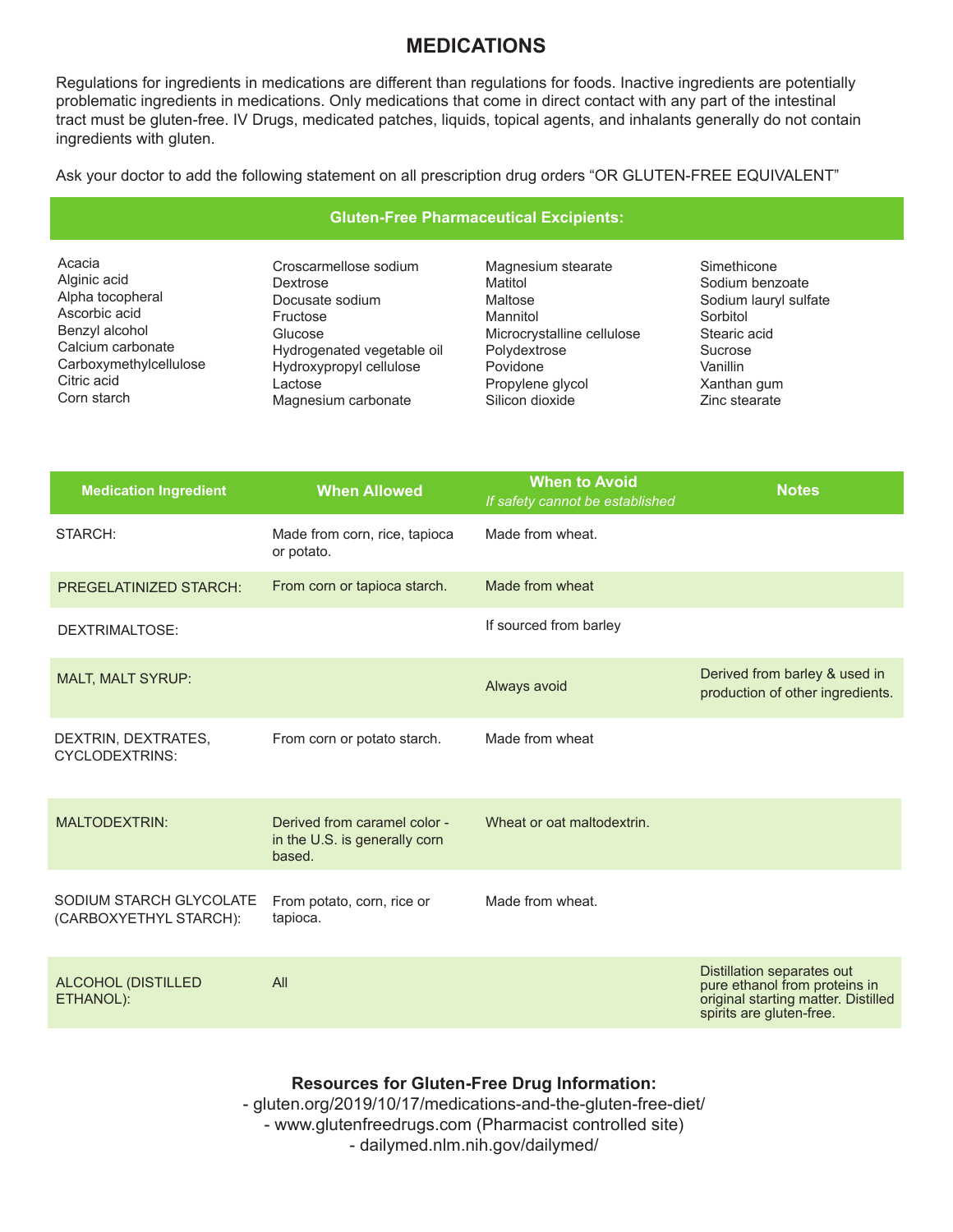# MEDICATIONS

Regulations for ingredients in medications are different than regulations for foods. Inactive ingredients are potentially problematic ingredients in medications. Only medications that come in direct contact with any part of the intestinal tract must be gluten-free. IV Drugs, medicated patches, liquids, topical agents, and inhalants generally do not contain ingredients with gluten.

Ask your doctor to add the following statement on all prescription drug orders “OR GLUTEN-FREE EQUIVALENT”

## Gluten-Free Pharmaceutical Excipients:

- Acacia
- Alginic acid
- Alpha tocopheral
- Ascorbic acid
- Benzyl alcohol
- Calcium carbonate
- Carboxymethylcellulose
- Citric acid
- Corn starch
- Croscarmellose sodium
- Dextrose
- Docusate sodium
- Fructose
- Glucose
- Hydrogenated vegetable oil
- Hydroxypropyl cellulose
- Lactose
- Magnesium carbonate
- Magnesium stearate
- Matitol
- Maltose
- Mannitol
- Microcrystalline cellulose
- Polydextrose
- Povidone
- Propylene glycol
- Silicon dioxide
- Simethicone
- Sodium benzoate
- Sodium lauryl sulfate
- Sorbitol
- Stearic acid
- Sucrose
- Vanillin
- Xanthan gum
- Zinc stearate

| Medication Ingredient | When Allowed | When to Avoid *If safety cannot be established* | Notes |
|---|---|---|---|
| STARCH: | Made from corn, rice, tapioca or potato. | Made from wheat. | |
| PREGELATINIZED STARCH: | From corn or tapioca starch. | Made from wheat | |
| DEXTRIMALTOSE: | | If sourced from barley | |
| MALT, MALT SYRUP: | | Always avoid | Derived from barley & used in production of other ingredients. |
| DEXTRIN, DEXTRATES, CYCLODEXTRINS: | From corn or potato starch. | Made from wheat | |
| MALTODEXTRIN: | Derived from caramel color - in the U.S. is generally corn based. | Wheat or oat maltodextrin. | |
| SODIUM STARCH GLYCOLATE (CARBOXYETHYL STARCH): | From potato, corn, rice or tapioca. | Made from wheat. | |
| ALCOHOL (DISTILLED ETHANOL): | All | | Distillation separates out pure ethanol from proteins in original starting matter. Distilled spirits are gluten-free. |

**Resources for Gluten-Free Drug Information:**

- gluten.org/2019/10/17/medications-and-the-gluten-free-diet/
- www.glutenfreedrugs.com (Pharmacist controlled site)
- dailymed.nlm.nih.gov/dailymed/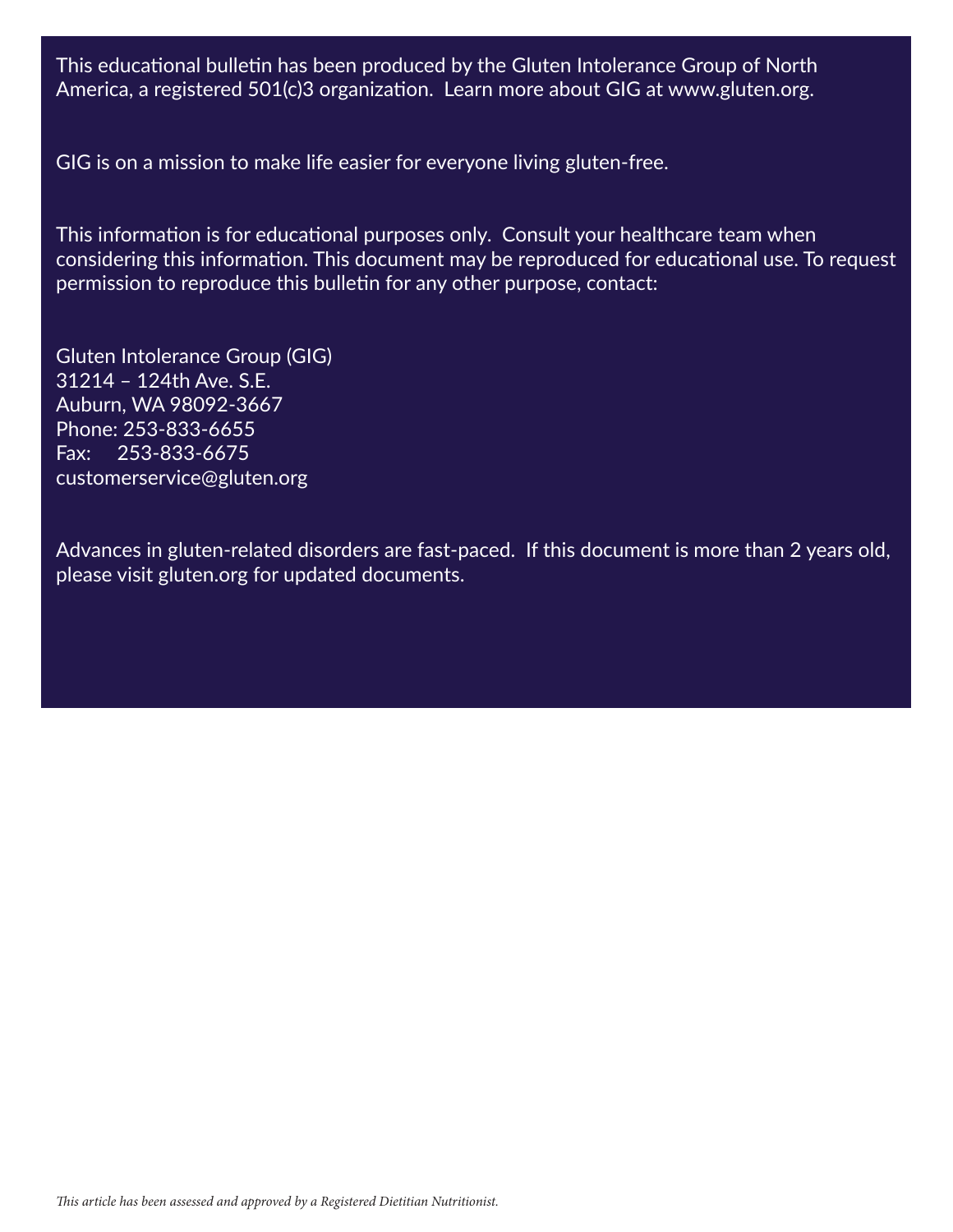This educational bulletin has been produced by the Gluten Intolerance Group of North America, a registered 501(c)3 organization.  Learn more about GIG at www.gluten.org.

GIG is on a mission to make life easier for everyone living gluten-free.

This information is for educational purposes only.  Consult your healthcare team when considering this information. This document may be reproduced for educational use. To request permission to reproduce this bulletin for any other purpose, contact:

Gluten Intolerance Group (GIG)
31214 – 124th Ave. S.E.
Auburn, WA 98092-3667
Phone: 253-833-6655
Fax:     253-833-6675
customerservice@gluten.org

Advances in gluten-related disorders are fast-paced.  If this document is more than 2 years old, please visit gluten.org for updated documents.

*This article has been assessed and approved by a Registered Dietitian Nutritionist.*